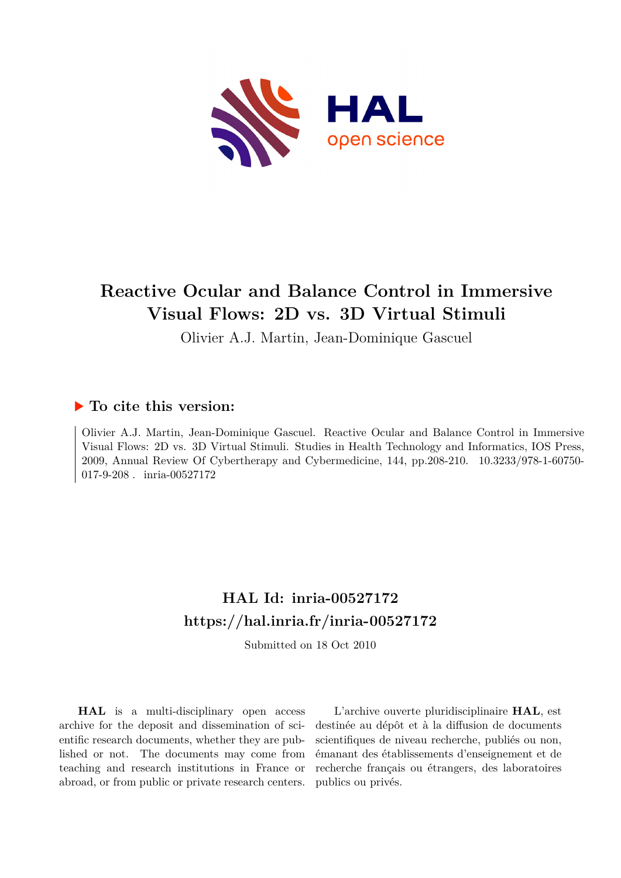# Reactive Ocular and Balance Control in Immersive Visual Flows: 2D vs. 3D Virtual Stimuli

Olivier A.J. Martin, Jean-Dominique Gascuel

### ▶ To cite this version:

Olivier A.J. Martin, Jean-Dominique Gascuel. Reactive Ocular and Balance Control in Immersive Visual Flows: 2D vs. 3D Virtual Stimuli. Studies in Health Technology and Informatics, IOS Press, 2009, Annual Review Of Cybertherapy and Cybermedicine, 144, pp.208-210. 10.3233/978-1-60750-017-9-208 . inria-00527172

## HAL Id: inria-00527172

## https://hal.inria.fr/inria-00527172

Submitted on 18 Oct 2010

**HAL** is a multi-disciplinary open access archive for the deposit and dissemination of scientific research documents, whether they are published or not. The documents may come from teaching and research institutions in France or abroad, or from public or private research centers.

L'archive ouverte pluridisciplinaire **HAL**, est destinée au dépôt et à la diffusion de documents scientifiques de niveau recherche, publiés ou non, émanant des établissements d'enseignement et de recherche français ou étrangers, des laboratoires publics ou privés.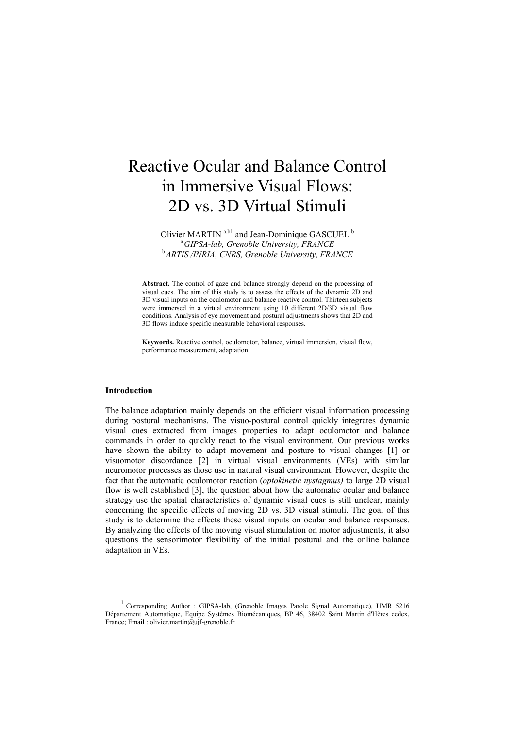# Reactive Ocular and Balance Control in Immersive Visual Flows: 2D vs. 3D Virtual Stimuli

Olivier MARTIN [a,b1] and Jean-Dominique GASCUEL [b]

[a] *GIPSA-lab, Grenoble University, FRANCE*

[b] *ARTIS /INRIA, CNRS, Grenoble University, FRANCE*

**Abstract.** The control of gaze and balance strongly depend on the processing of visual cues. The aim of this study is to assess the effects of the dynamic 2D and 3D visual inputs on the oculomotor and balance reactive control. Thirteen subjects were immersed in a virtual environment using 10 different 2D/3D visual flow conditions. Analysis of eye movement and postural adjustments shows that 2D and 3D flows induce specific measurable behavioral responses.

**Keywords.** Reactive control, oculomotor, balance, virtual immersion, visual flow, performance measurement, adaptation.

## Introduction

The balance adaptation mainly depends on the efficient visual information processing during postural mechanisms. The visuo-postural control quickly integrates dynamic visual cues extracted from images properties to adapt oculomotor and balance commands in order to quickly react to the visual environment. Our previous works have shown the ability to adapt movement and posture to visual changes [1] or visuomotor discordance [2] in virtual visual environments (VEs) with similar neuromotor processes as those use in natural visual environment. However, despite the fact that the automatic oculomotor reaction (*optokinetic nystagmus)* to large 2D visual flow is well established [3], the question about how the automatic ocular and balance strategy use the spatial characteristics of dynamic visual cues is still unclear, mainly concerning the specific effects of moving 2D vs. 3D visual stimuli. The goal of this study is to determine the effects these visual inputs on ocular and balance responses. By analyzing the effects of the moving visual stimulation on motor adjustments, it also questions the sensorimotor flexibility of the initial postural and the online balance adaptation in VEs.

[1] Corresponding Author : GIPSA-lab, (Grenoble Images Parole Signal Automatique), UMR 5216 Département Automatique, Equipe Systèmes Biomécaniques, BP 46, 38402 Saint Martin d'Hères cedex, France; Email : olivier.martin@ujf-grenoble.fr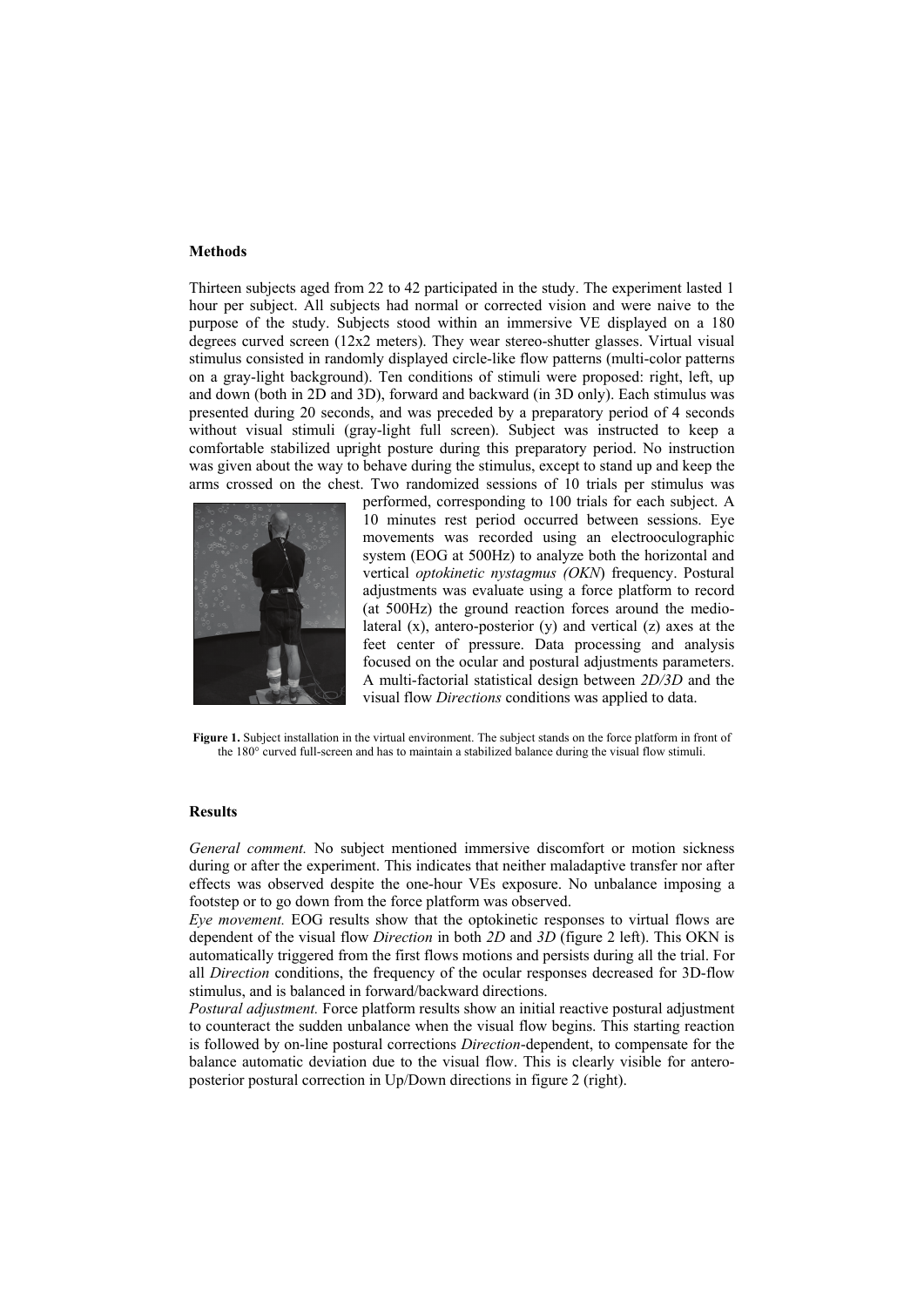## Methods

Thirteen subjects aged from 22 to 42 participated in the study. The experiment lasted 1 hour per subject. All subjects had normal or corrected vision and were naive to the purpose of the study. Subjects stood within an immersive VE displayed on a 180 degrees curved screen (12x2 meters). They wear stereo-shutter glasses. Virtual visual stimulus consisted in randomly displayed circle-like flow patterns (multi-color patterns on a gray-light background). Ten conditions of stimuli were proposed: right, left, up and down (both in 2D and 3D), forward and backward (in 3D only). Each stimulus was presented during 20 seconds, and was preceded by a preparatory period of 4 seconds without visual stimuli (gray-light full screen). Subject was instructed to keep a comfortable stabilized upright posture during this preparatory period. No instruction was given about the way to behave during the stimulus, except to stand up and keep the arms crossed on the chest. Two randomized sessions of 10 trials per stimulus was performed, corresponding to 100 trials for each subject. A 10 minutes rest period occurred between sessions. Eye movements was recorded using an electrooculographic system (EOG at 500Hz) to analyze both the horizontal and vertical *optokinetic nystagmus (OKN*) frequency. Postural adjustments was evaluate using a force platform to record (at 500Hz) the ground reaction forces around the medio-lateral (x), antero-posterior (y) and vertical (z) axes at the feet center of pressure. Data processing and analysis focused on the ocular and postural adjustments parameters. A multi-factorial statistical design between *2D/3D* and the visual flow *Directions* conditions was applied to data.

**Figure 1.** Subject installation in the virtual environment. The subject stands on the force platform in front of the 180° curved full-screen and has to maintain a stabilized balance during the visual flow stimuli.

## Results

*General comment.* No subject mentioned immersive discomfort or motion sickness during or after the experiment. This indicates that neither maladaptive transfer nor after effects was observed despite the one-hour VEs exposure. No unbalance imposing a footstep or to go down from the force platform was observed.

*Eye movement.* EOG results show that the optokinetic responses to virtual flows are dependent of the visual flow *Direction* in both *2D* and *3D* (figure 2 left). This OKN is automatically triggered from the first flows motions and persists during all the trial. For all *Direction* conditions, the frequency of the ocular responses decreased for 3D-flow stimulus, and is balanced in forward/backward directions.

*Postural adjustment.* Force platform results show an initial reactive postural adjustment to counteract the sudden unbalance when the visual flow begins. This starting reaction is followed by on-line postural corrections *Direction*-dependent, to compensate for the balance automatic deviation due to the visual flow. This is clearly visible for antero-posterior postural correction in Up/Down directions in figure 2 (right).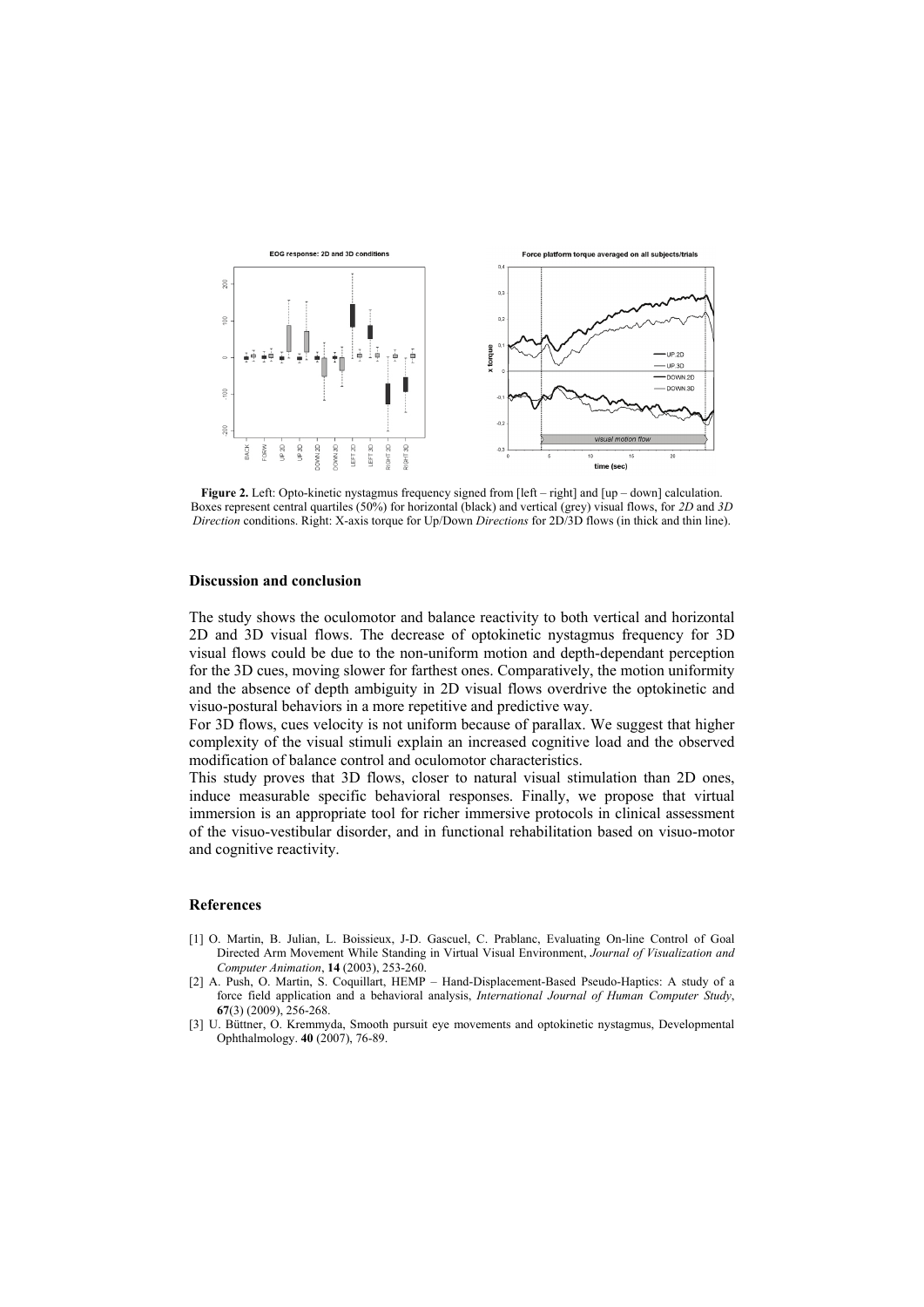EOG response: 2D and 3D conditions

200
100
0
-100
-200

BACK
FORW
UP 2D
UP 3D
DOWN 2D
DOWN 3D
LEFT 2D
LEFT 3D
RIGHT 2D
RIGHT 3D

Force platform torque averaged on all subjects/trials

0,4
0,3
0,2
0,1
0
-0,1
-0,2
-0,3

x torque

UP.2D
UP.3D
DOWN.2D
DOWN.3D

visual motion flow

0
5
10
15
20

time (sec)

**Figure 2.** Left: Opto-kinetic nystagmus frequency signed from [left – right] and [up – down] calculation. Boxes represent central quartiles (50%) for horizontal (black) and vertical (grey) visual flows, for *2D* and *3D Direction* conditions. Right: X-axis torque for Up/Down *Directions* for 2D/3D flows (in thick and thin line).

### Discussion and conclusion

The study shows the oculomotor and balance reactivity to both vertical and horizontal 2D and 3D visual flows. The decrease of optokinetic nystagmus frequency for 3D visual flows could be due to the non-uniform motion and depth-dependant perception for the 3D cues, moving slower for farthest ones. Comparatively, the motion uniformity and the absence of depth ambiguity in 2D visual flows overdrive the optokinetic and visuo-postural behaviors in a more repetitive and predictive way.
For 3D flows, cues velocity is not uniform because of parallax. We suggest that higher complexity of the visual stimuli explain an increased cognitive load and the observed modification of balance control and oculomotor characteristics.
This study proves that 3D flows, closer to natural visual stimulation than 2D ones, induce measurable specific behavioral responses. Finally, we propose that virtual immersion is an appropriate tool for richer immersive protocols in clinical assessment of the visuo-vestibular disorder, and in functional rehabilitation based on visuo-motor and cognitive reactivity.

### References

[1] O. Martin, B. Julian, L. Boissieux, J-D. Gascuel, C. Prablanc, Evaluating On-line Control of Goal Directed Arm Movement While Standing in Virtual Visual Environment, *Journal of Visualization and Computer Animation*, **14** (2003), 253-260.

[2] A. Push, O. Martin, S. Coquillart, HEMP – Hand-Displacement-Based Pseudo-Haptics: A study of a force field application and a behavioral analysis, *International Journal of Human Computer Study*, **67**(3) (2009), 256-268.

[3] U. Büttner, O. Kremmyda, Smooth pursuit eye movements and optokinetic nystagmus, Developmental Ophthalmology. **40** (2007), 76-89.